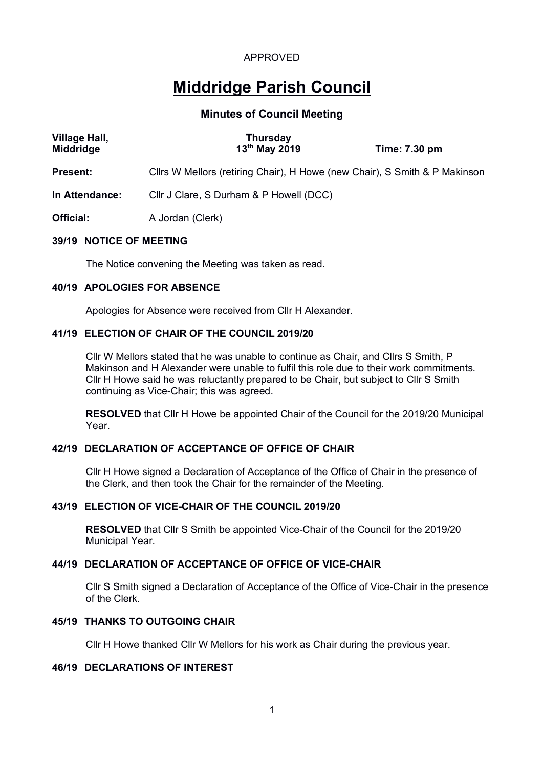APPROVED

# Middridge Parish Council

## Minutes of Council Meeting

| **Village Hall, Middridge** | **Thursday 13th May 2019** | **Time: 7.30 pm** |
|---|---|---|

**Present:** Cllrs W Mellors (retiring Chair), H Howe (new Chair), S Smith & P Makinson

**In Attendance:** Cllr J Clare, S Durham & P Howell (DCC)

**Official:** A Jordan (Clerk)

### 39/19 NOTICE OF MEETING

The Notice convening the Meeting was taken as read.

### 40/19 APOLOGIES FOR ABSENCE

Apologies for Absence were received from Cllr H Alexander.

### 41/19 ELECTION OF CHAIR OF THE COUNCIL 2019/20

Cllr W Mellors stated that he was unable to continue as Chair, and Cllrs S Smith, P Makinson and H Alexander were unable to fulfil this role due to their work commitments. Cllr H Howe said he was reluctantly prepared to be Chair, but subject to Cllr S Smith continuing as Vice-Chair; this was agreed.

**RESOLVED** that Cllr H Howe be appointed Chair of the Council for the 2019/20 Municipal Year.

### 42/19 DECLARATION OF ACCEPTANCE OF OFFICE OF CHAIR

Cllr H Howe signed a Declaration of Acceptance of the Office of Chair in the presence of the Clerk, and then took the Chair for the remainder of the Meeting.

### 43/19 ELECTION OF VICE-CHAIR OF THE COUNCIL 2019/20

**RESOLVED** that Cllr S Smith be appointed Vice-Chair of the Council for the 2019/20 Municipal Year.

### 44/19 DECLARATION OF ACCEPTANCE OF OFFICE OF VICE-CHAIR

Cllr S Smith signed a Declaration of Acceptance of the Office of Vice-Chair in the presence of the Clerk.

### 45/19 THANKS TO OUTGOING CHAIR

Cllr H Howe thanked Cllr W Mellors for his work as Chair during the previous year.

### 46/19 DECLARATIONS OF INTEREST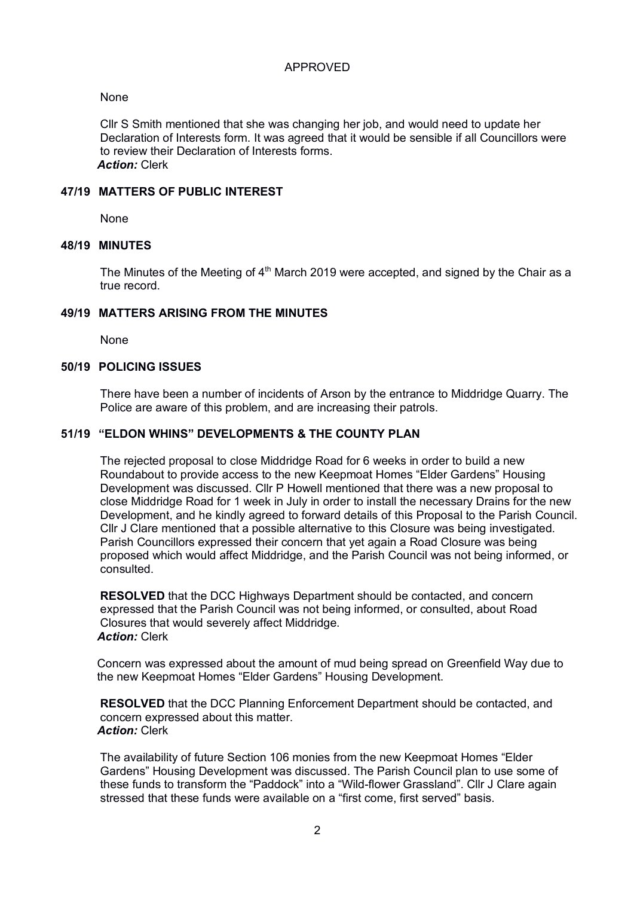APPROVED

None

Cllr S Smith mentioned that she was changing her job, and would need to update her Declaration of Interests form. It was agreed that it would be sensible if all Councillors were to review their Declaration of Interests forms.
***Action:*** Clerk

## 47/19 MATTERS OF PUBLIC INTEREST

None

## 48/19 MINUTES

The Minutes of the Meeting of 4th March 2019 were accepted, and signed by the Chair as a true record.

## 49/19 MATTERS ARISING FROM THE MINUTES

None

## 50/19 POLICING ISSUES

There have been a number of incidents of Arson by the entrance to Middridge Quarry. The Police are aware of this problem, and are increasing their patrols.

## 51/19 "ELDON WHINS" DEVELOPMENTS & THE COUNTY PLAN

The rejected proposal to close Middridge Road for 6 weeks in order to build a new Roundabout to provide access to the new Keepmoat Homes "Elder Gardens" Housing Development was discussed. Cllr P Howell mentioned that there was a new proposal to close Middridge Road for 1 week in July in order to install the necessary Drains for the new Development, and he kindly agreed to forward details of this Proposal to the Parish Council. Cllr J Clare mentioned that a possible alternative to this Closure was being investigated. Parish Councillors expressed their concern that yet again a Road Closure was being proposed which would affect Middridge, and the Parish Council was not being informed, or consulted.

**RESOLVED** that the DCC Highways Department should be contacted, and concern expressed that the Parish Council was not being informed, or consulted, about Road Closures that would severely affect Middridge.
***Action:*** Clerk

Concern was expressed about the amount of mud being spread on Greenfield Way due to the new Keepmoat Homes "Elder Gardens" Housing Development.

**RESOLVED** that the DCC Planning Enforcement Department should be contacted, and concern expressed about this matter.
***Action:*** Clerk

The availability of future Section 106 monies from the new Keepmoat Homes "Elder Gardens" Housing Development was discussed. The Parish Council plan to use some of these funds to transform the "Paddock" into a "Wild-flower Grassland". Cllr J Clare again stressed that these funds were available on a "first come, first served" basis.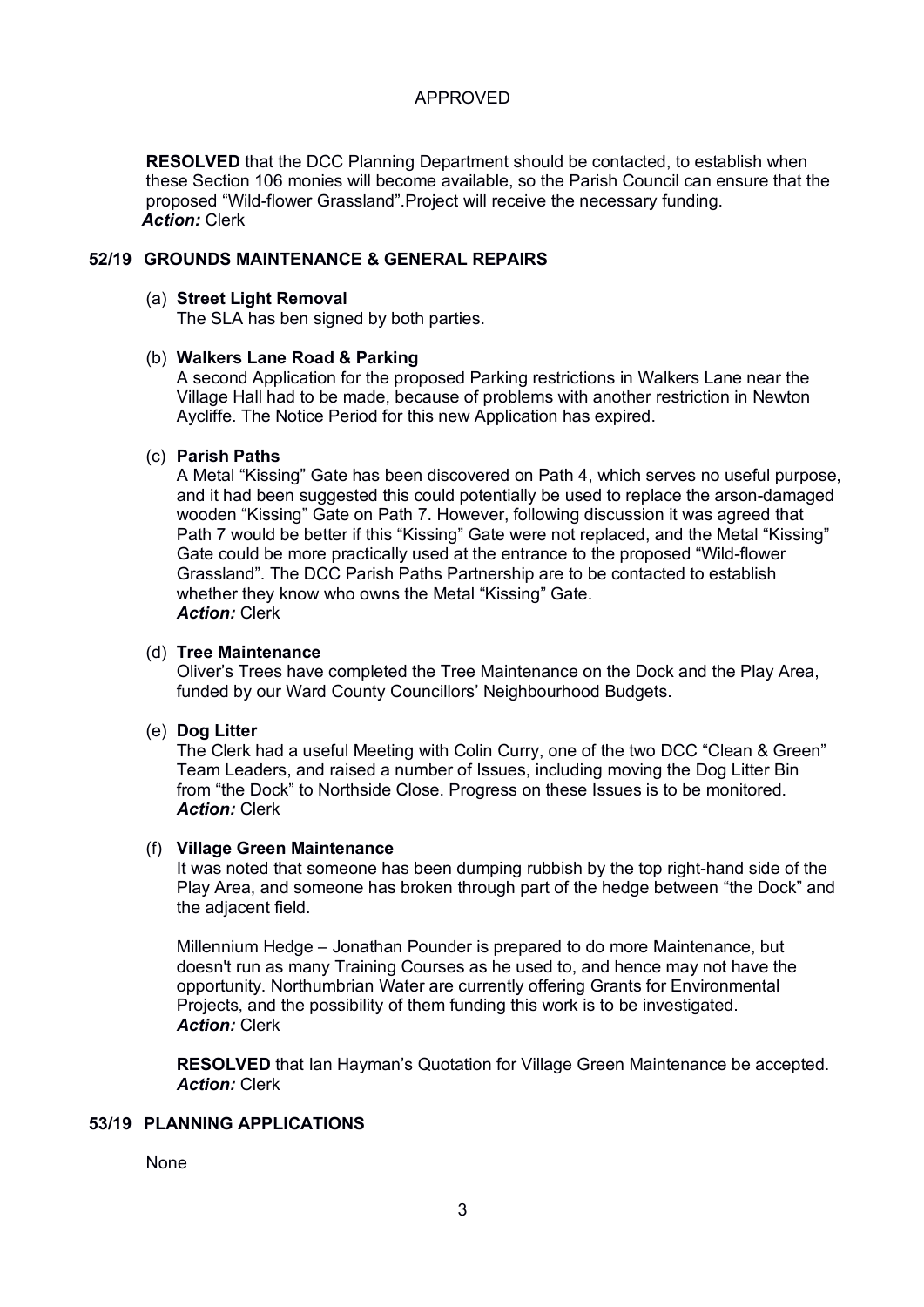APPROVED

**RESOLVED** that the DCC Planning Department should be contacted, to establish when these Section 106 monies will become available, so the Parish Council can ensure that the proposed "Wild-flower Grassland".Project will receive the necessary funding.
***Action:*** Clerk

## 52/19 GROUNDS MAINTENANCE & GENERAL REPAIRS

(a) **Street Light Removal**
The SLA has ben signed by both parties.

(b) **Walkers Lane Road & Parking**
A second Application for the proposed Parking restrictions in Walkers Lane near the Village Hall had to be made, because of problems with another restriction in Newton Aycliffe. The Notice Period for this new Application has expired.

(c) **Parish Paths**
A Metal "Kissing" Gate has been discovered on Path 4, which serves no useful purpose, and it had been suggested this could potentially be used to replace the arson-damaged wooden "Kissing" Gate on Path 7. However, following discussion it was agreed that Path 7 would be better if this "Kissing" Gate were not replaced, and the Metal "Kissing" Gate could be more practically used at the entrance to the proposed "Wild-flower Grassland". The DCC Parish Paths Partnership are to be contacted to establish whether they know who owns the Metal "Kissing" Gate.
***Action:*** Clerk

(d) **Tree Maintenance**
Oliver's Trees have completed the Tree Maintenance on the Dock and the Play Area, funded by our Ward County Councillors' Neighbourhood Budgets.

(e) **Dog Litter**
The Clerk had a useful Meeting with Colin Curry, one of the two DCC "Clean & Green" Team Leaders, and raised a number of Issues, including moving the Dog Litter Bin from "the Dock" to Northside Close. Progress on these Issues is to be monitored.
***Action:*** Clerk

(f) **Village Green Maintenance**
It was noted that someone has been dumping rubbish by the top right-hand side of the Play Area, and someone has broken through part of the hedge between "the Dock" and the adjacent field.

Millennium Hedge – Jonathan Pounder is prepared to do more Maintenance, but doesn't run as many Training Courses as he used to, and hence may not have the opportunity. Northumbrian Water are currently offering Grants for Environmental Projects, and the possibility of them funding this work is to be investigated.
***Action:*** Clerk

**RESOLVED** that Ian Hayman's Quotation for Village Green Maintenance be accepted.
***Action:*** Clerk

## 53/19 PLANNING APPLICATIONS

None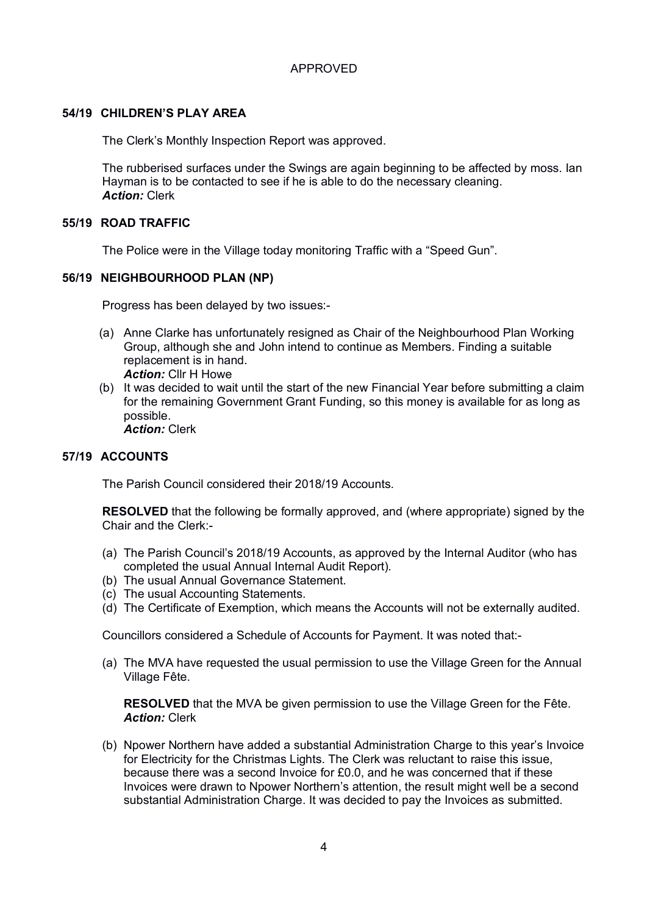APPROVED

## 54/19 CHILDREN'S PLAY AREA

The Clerk's Monthly Inspection Report was approved.

The rubberised surfaces under the Swings are again beginning to be affected by moss. Ian Hayman is to be contacted to see if he is able to do the necessary cleaning.
***Action:*** Clerk

## 55/19 ROAD TRAFFIC

The Police were in the Village today monitoring Traffic with a "Speed Gun".

## 56/19 NEIGHBOURHOOD PLAN (NP)

Progress has been delayed by two issues:-

(a) Anne Clarke has unfortunately resigned as Chair of the Neighbourhood Plan Working Group, although she and John intend to continue as Members. Finding a suitable replacement is in hand.
***Action:*** Cllr H Howe

(b) It was decided to wait until the start of the new Financial Year before submitting a claim for the remaining Government Grant Funding, so this money is available for as long as possible.
***Action:*** Clerk

## 57/19 ACCOUNTS

The Parish Council considered their 2018/19 Accounts.

**RESOLVED** that the following be formally approved, and (where appropriate) signed by the Chair and the Clerk:-

(a) The Parish Council's 2018/19 Accounts, as approved by the Internal Auditor (who has completed the usual Annual Internal Audit Report).
(b) The usual Annual Governance Statement.
(c) The usual Accounting Statements.
(d) The Certificate of Exemption, which means the Accounts will not be externally audited.

Councillors considered a Schedule of Accounts for Payment. It was noted that:-

(a) The MVA have requested the usual permission to use the Village Green for the Annual Village Fête.

**RESOLVED** that the MVA be given permission to use the Village Green for the Fête.
***Action:*** Clerk

(b) Npower Northern have added a substantial Administration Charge to this year's Invoice for Electricity for the Christmas Lights. The Clerk was reluctant to raise this issue, because there was a second Invoice for £0.0, and he was concerned that if these Invoices were drawn to Npower Northern's attention, the result might well be a second substantial Administration Charge. It was decided to pay the Invoices as submitted.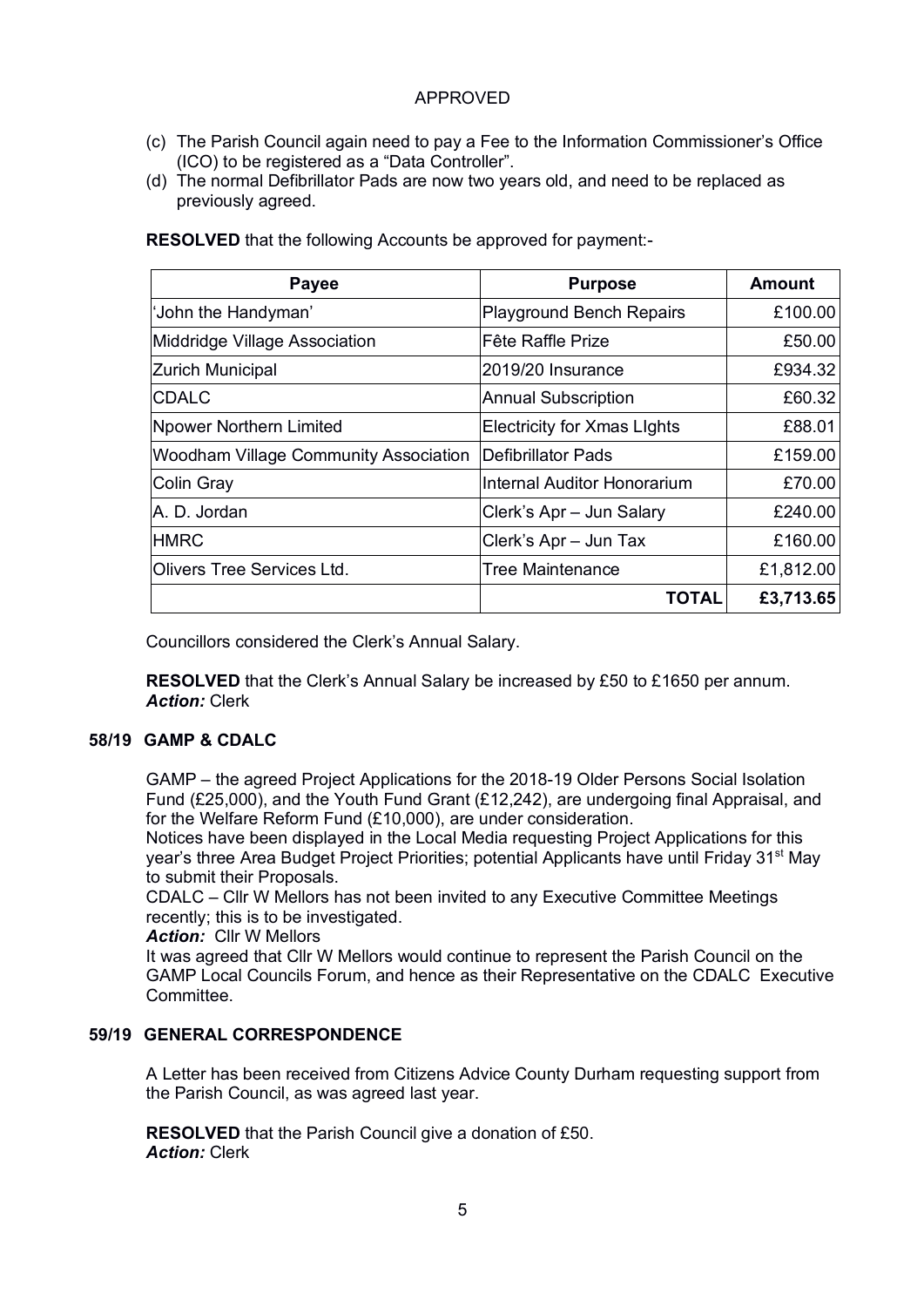APPROVED

(c) The Parish Council again need to pay a Fee to the Information Commissioner's Office (ICO) to be registered as a "Data Controller".
(d) The normal Defibrillator Pads are now two years old, and need to be replaced as previously agreed.

**RESOLVED** that the following Accounts be approved for payment:-

| Payee | Purpose | Amount |
|---|---|---|
| 'John the Handyman' | Playground Bench Repairs | £100.00 |
| Middridge Village Association | Fête Raffle Prize | £50.00 |
| Zurich Municipal | 2019/20 Insurance | £934.32 |
| CDALC | Annual Subscription | £60.32 |
| Npower Northern Limited | Electricity for Xmas LIghts | £88.01 |
| Woodham Village Community Association | Defibrillator Pads | £159.00 |
| Colin Gray | Internal Auditor Honorarium | £70.00 |
| A. D. Jordan | Clerk's Apr – Jun Salary | £240.00 |
| HMRC | Clerk's Apr – Jun Tax | £160.00 |
| Olivers Tree Services Ltd. | Tree Maintenance | £1,812.00 |
| | **TOTAL** | **£3,713.65** |

Councillors considered the Clerk's Annual Salary.

**RESOLVED** that the Clerk's Annual Salary be increased by £50 to £1650 per annum.
***Action:*** Clerk

## 58/19 GAMP & CDALC

GAMP – the agreed Project Applications for the 2018-19 Older Persons Social Isolation Fund (£25,000), and the Youth Fund Grant (£12,242), are undergoing final Appraisal, and for the Welfare Reform Fund (£10,000), are under consideration.
Notices have been displayed in the Local Media requesting Project Applications for this year's three Area Budget Project Priorities; potential Applicants have until Friday 31st May to submit their Proposals.
CDALC – Cllr W Mellors has not been invited to any Executive Committee Meetings recently; this is to be investigated.
***Action:*** Cllr W Mellors
It was agreed that Cllr W Mellors would continue to represent the Parish Council on the GAMP Local Councils Forum, and hence as their Representative on the CDALC Executive Committee.

## 59/19 GENERAL CORRESPONDENCE

A Letter has been received from Citizens Advice County Durham requesting support from the Parish Council, as was agreed last year.

**RESOLVED** that the Parish Council give a donation of £50.
***Action:*** Clerk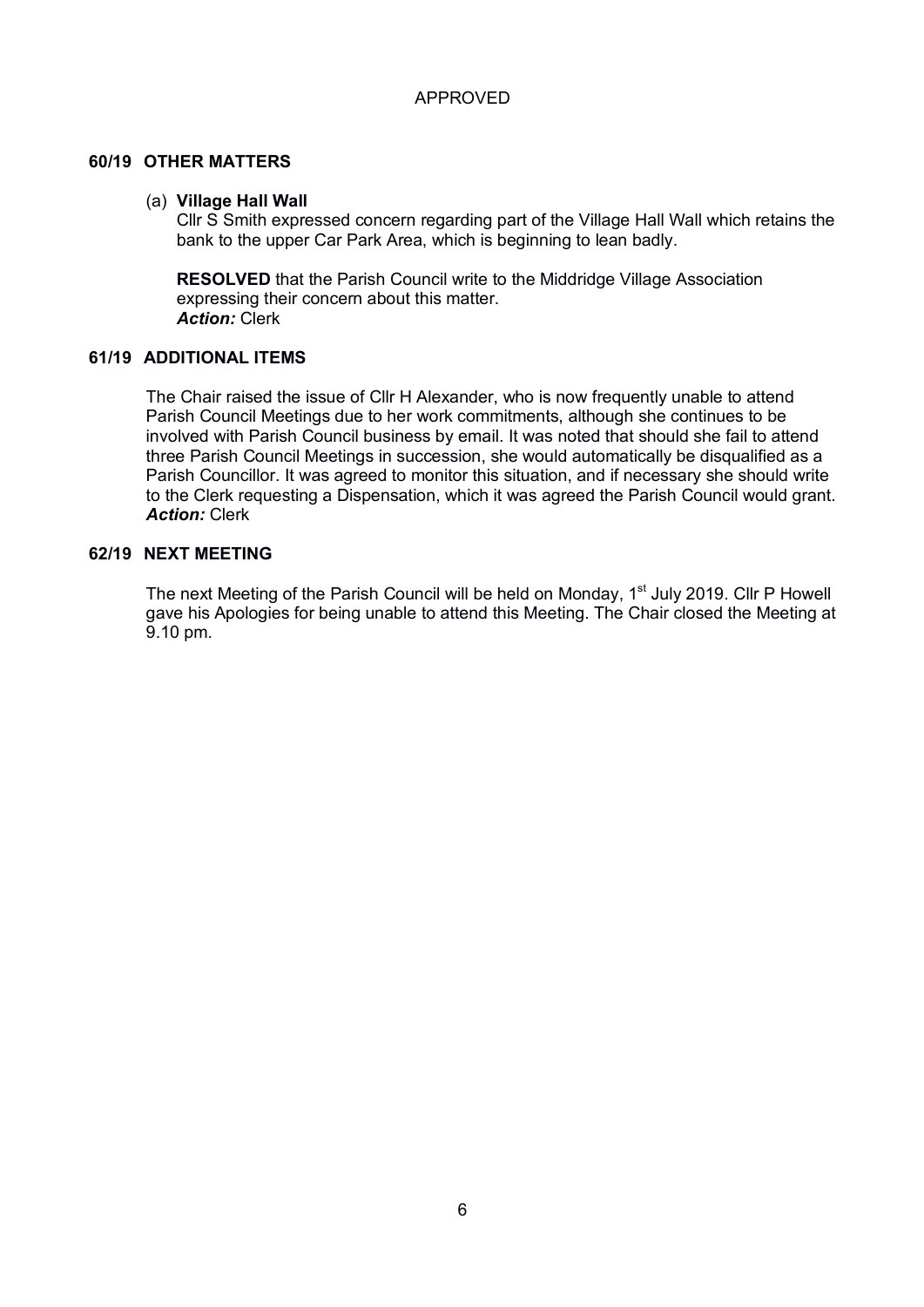APPROVED

## 60/19 OTHER MATTERS

(a) **Village Hall Wall**
Cllr S Smith expressed concern regarding part of the Village Hall Wall which retains the bank to the upper Car Park Area, which is beginning to lean badly.

**RESOLVED** that the Parish Council write to the Middridge Village Association expressing their concern about this matter.
***Action:*** Clerk

## 61/19 ADDITIONAL ITEMS

The Chair raised the issue of Cllr H Alexander, who is now frequently unable to attend Parish Council Meetings due to her work commitments, although she continues to be involved with Parish Council business by email. It was noted that should she fail to attend three Parish Council Meetings in succession, she would automatically be disqualified as a Parish Councillor. It was agreed to monitor this situation, and if necessary she should write to the Clerk requesting a Dispensation, which it was agreed the Parish Council would grant.
***Action:*** Clerk

## 62/19 NEXT MEETING

The next Meeting of the Parish Council will be held on Monday, 1st July 2019. Cllr P Howell gave his Apologies for being unable to attend this Meeting. The Chair closed the Meeting at 9.10 pm.